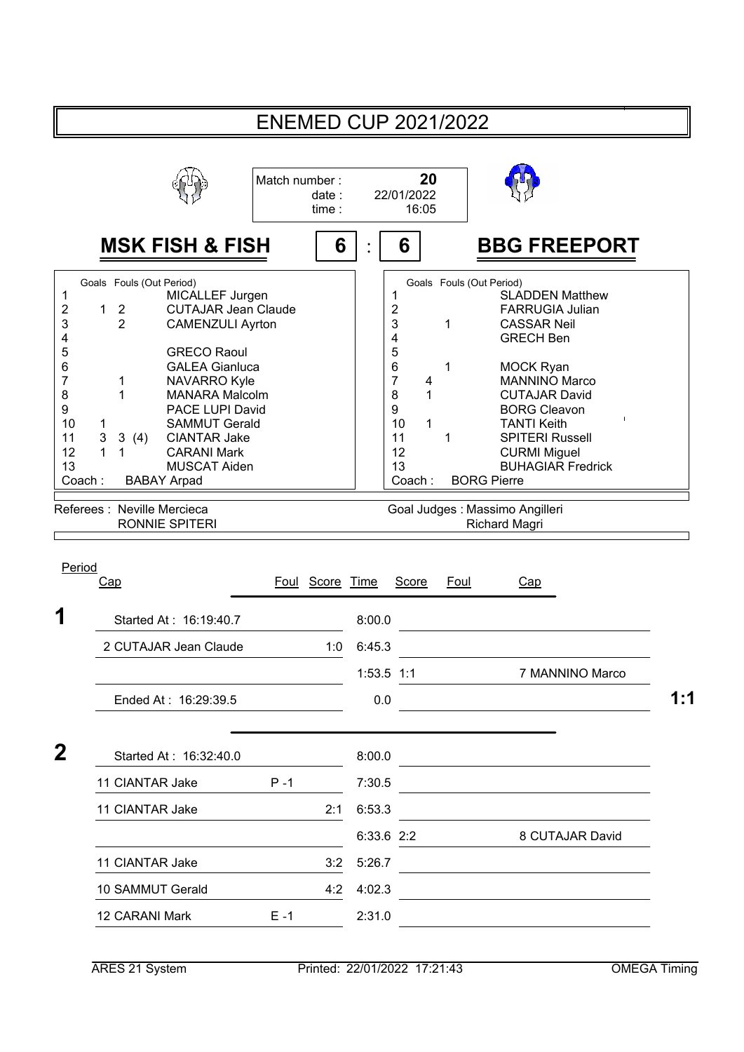# ENEMED CUP 2021/2022

Match number : **20**
date : 22/01/2022
time : 16:05

## MSK FISH & FISH 6 : 6 BBG FREEPORT

| Cap | Goals | Fouls (Out Period) | MSK FISH & FISH |
|---|---|---|---|
| 1 | | | MICALLEF Jurgen |
| 2 | 1 | 2 | CUTAJAR Jean Claude |
| 3 | | 2 | CAMENZULI Ayrton |
| 4 | | | |
| 5 | | | GRECO Raoul |
| 6 | | | GALEA Gianluca |
| 7 | | 1 | NAVARRO Kyle |
| 8 | | 1 | MANARA Malcolm |
| 9 | | | PACE LUPI David |
| 10 | 1 | | SAMMUT Gerald |
| 11 | 3 | 3 (4) | CIANTAR Jake |
| 12 | 1 | 1 | CARANI Mark |
| 13 | | | MUSCAT Aiden |

Coach : BABAY Arpad

| Cap | Goals | Fouls (Out Period) | BBG FREEPORT |
|---|---|---|---|
| 1 | | | SLADDEN Matthew |
| 2 | | | FARRUGIA Julian |
| 3 | | 1 | CASSAR Neil |
| 4 | | | GRECH Ben |
| 5 | | | |
| 6 | | 1 | MOCK Ryan |
| 7 | 4 | | MANNINO Marco |
| 8 | 1 | | CUTAJAR David |
| 9 | | | BORG Cleavon |
| 10 | 1 | | TANTI Keith |
| 11 | | 1 | SPITERI Russell |
| 12 | | | CURMI Miguel |
| 13 | | | BUHAGIAR Fredrick |

Coach : BORG Pierre

Referees : Neville Mercieca, RONNIE SPITERI

Goal Judges : Massimo Angilleri, Richard Magri

| Period | Cap | Foul | Score | Time | Score | Foul | Cap | |
|---|---|---|---|---|---|---|---|---|
| 1 | Started At : 16:19:40.7 | | | 8:00.0 | | | | |
| | 2 CUTAJAR Jean Claude | | 1:0 | 6:45.3 | | | | |
| | | | | 1:53.5 | 1:1 | | 7 MANNINO Marco | |
| | Ended At : 16:29:39.5 | | | 0.0 | | | | 1:1 |
| 2 | Started At : 16:32:40.0 | | | 8:00.0 | | | | |
| | 11 CIANTAR Jake | P -1 | | 7:30.5 | | | | |
| | 11 CIANTAR Jake | | 2:1 | 6:53.3 | | | | |
| | | | | 6:33.6 | 2:2 | | 8 CUTAJAR David | |
| | 11 CIANTAR Jake | | 3:2 | 5:26.7 | | | | |
| | 10 SAMMUT Gerald | | 4:2 | 4:02.3 | | | | |
| | 12 CARANI Mark | E -1 | | 2:31.0 | | | | |

ARES 21 System Printed: 22/01/2022 17:21:43 OMEGA Timing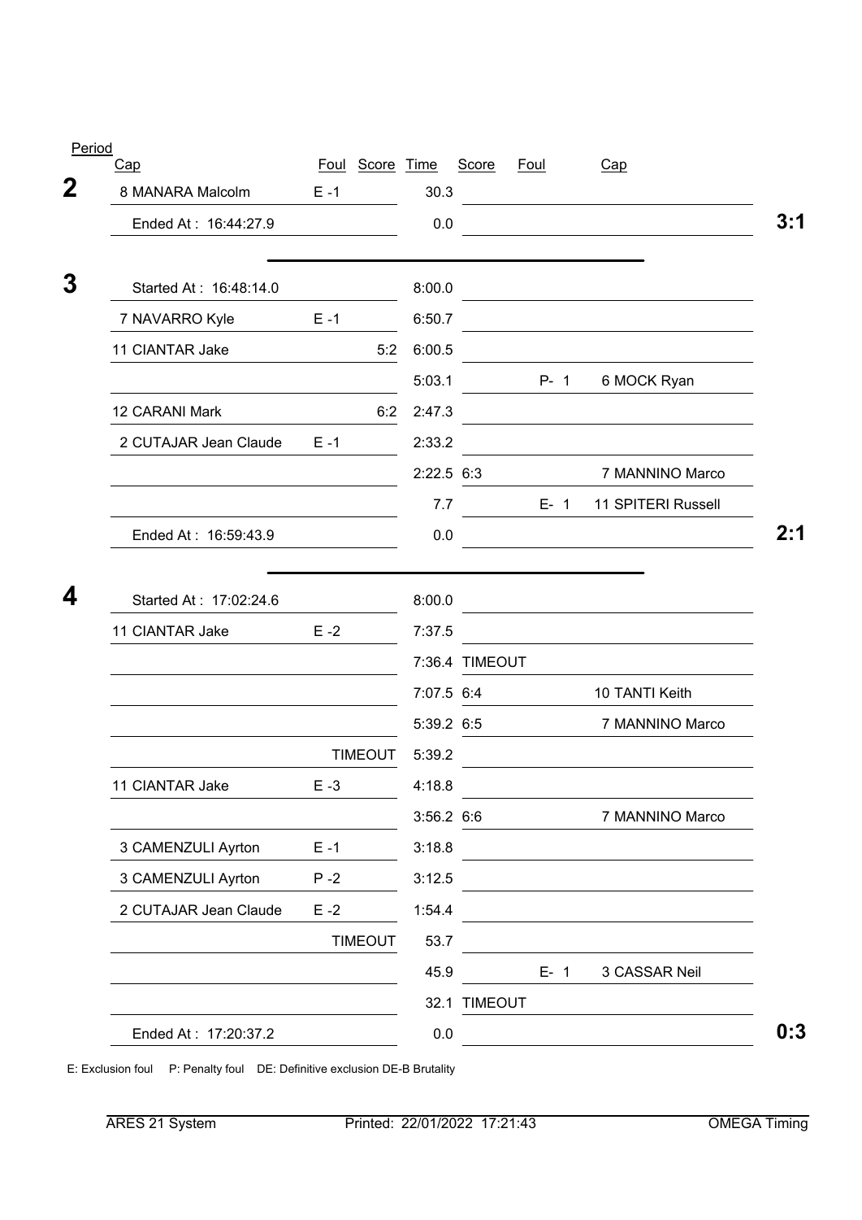| Period | Cap | Foul | Score | Time | Score | Foul | Cap | |
|---|---|---|---|---|---|---|---|---|
| **2** | 8 MANARA Malcolm | E -1 | | 30.3 | | | | |
| | Ended At : 16:44:27.9 | | | 0.0 | | | | **3:1** |
| **3** | Started At : 16:48:14.0 | | | 8:00.0 | | | | |
| | 7 NAVARRO Kyle | E -1 | | 6:50.7 | | | | |
| | 11 CIANTAR Jake | | 5:2 | 6:00.5 | | | | |
| | | | | 5:03.1 | | P- 1 | 6 MOCK Ryan | |
| | 12 CARANI Mark | | 6:2 | 2:47.3 | | | | |
| | 2 CUTAJAR Jean Claude | E -1 | | 2:33.2 | | | | |
| | | | | 2:22.5 | 6:3 | | 7 MANNINO Marco | |
| | | | | 7.7 | | E- 1 | 11 SPITERI Russell | |
| | Ended At : 16:59:43.9 | | | 0.0 | | | | **2:1** |
| **4** | Started At : 17:02:24.6 | | | 8:00.0 | | | | |
| | 11 CIANTAR Jake | E -2 | | 7:37.5 | | | | |
| | | | | 7:36.4 | TIMEOUT | | | |
| | | | | 7:07.5 | 6:4 | | 10 TANTI Keith | |
| | | | | 5:39.2 | 6:5 | | 7 MANNINO Marco | |
| | | | TIMEOUT | 5:39.2 | | | | |
| | 11 CIANTAR Jake | E -3 | | 4:18.8 | | | | |
| | | | | 3:56.2 | 6:6 | | 7 MANNINO Marco | |
| | 3 CAMENZULI Ayrton | E -1 | | 3:18.8 | | | | |
| | 3 CAMENZULI Ayrton | P -2 | | 3:12.5 | | | | |
| | 2 CUTAJAR Jean Claude | E -2 | | 1:54.4 | | | | |
| | | | TIMEOUT | 53.7 | | | | |
| | | | | 45.9 | | E- 1 | 3 CASSAR Neil | |
| | | | | 32.1 | TIMEOUT | | | |
| | Ended At : 17:20:37.2 | | | 0.0 | | | | **0:3** |

E: Exclusion foul P: Penalty foul DE: Definitive exclusion DE-B Brutality

ARES 21 System Printed: 22/01/2022 17:21:43 OMEGA Timing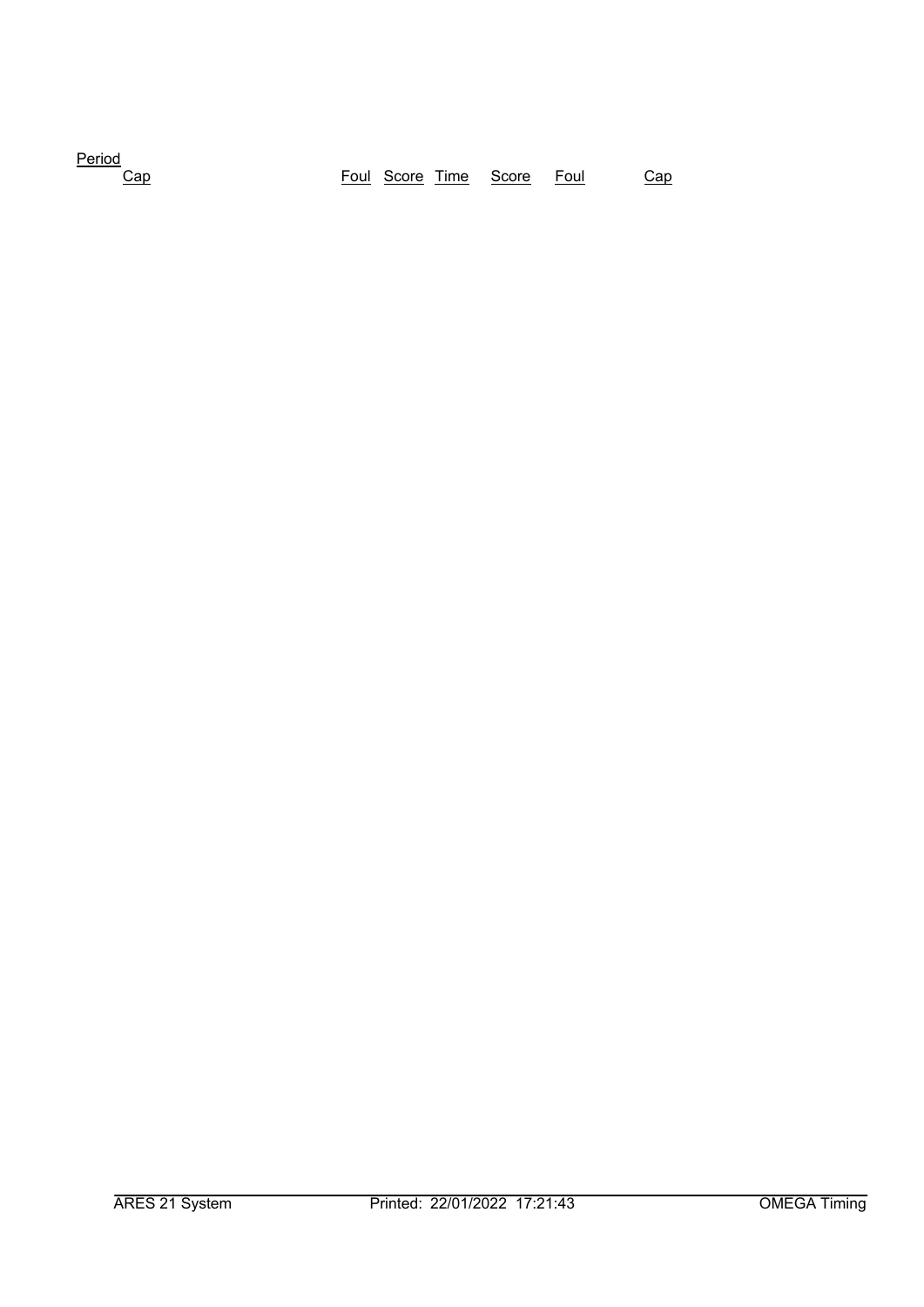Period

| Cap | Foul | Score | Time | Score | Foul | Cap |
|---|---|---|---|---|---|---|